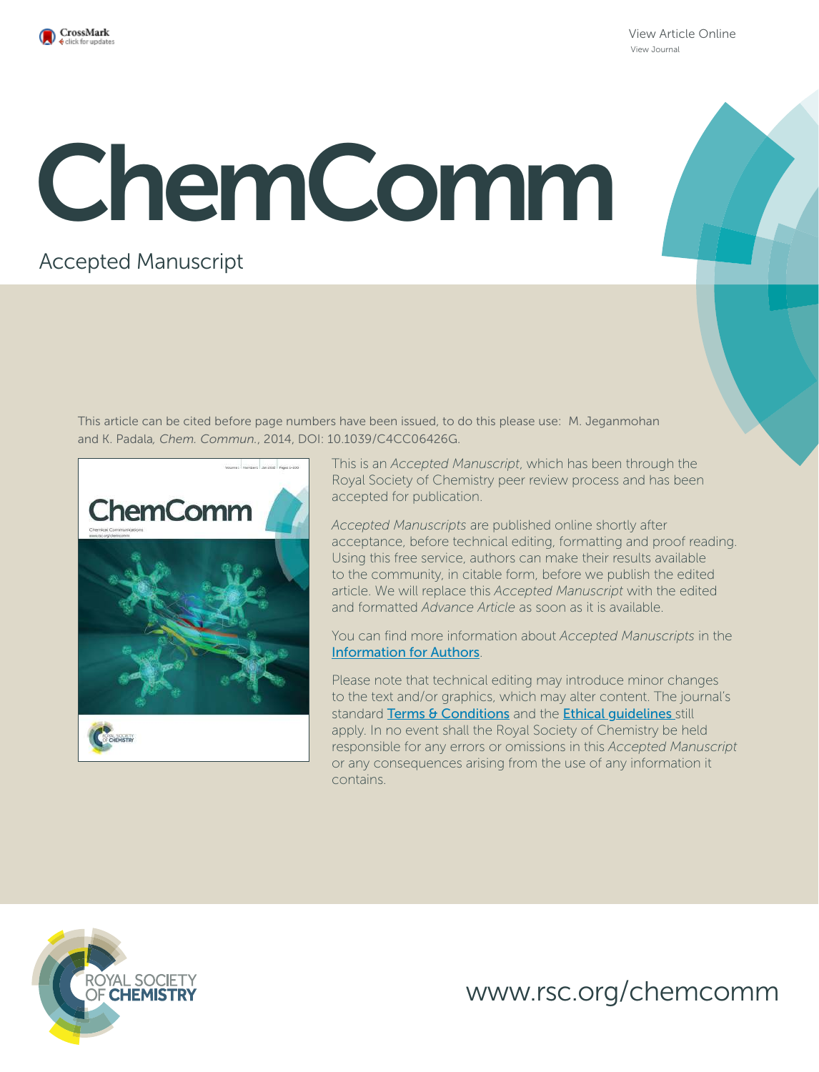View Article Online

View Journal

# ChemComm

Accepted Manuscript

This article can be cited before page numbers have been issued, to do this please use: M. Jeganmohan and K. Padala, *Chem. Commun.*, 2014, DOI: 10.1039/C4CC06426G.

This is an *Accepted Manuscript*, which has been through the Royal Society of Chemistry peer review process and has been accepted for publication.

*Accepted Manuscripts* are published online shortly after acceptance, before technical editing, formatting and proof reading. Using this free service, authors can make their results available to the community, in citable form, before we publish the edited article. We will replace this *Accepted Manuscript* with the edited and formatted *Advance Article* as soon as it is available.

You can find more information about *Accepted Manuscripts* in the Information for Authors.

Please note that technical editing may introduce minor changes to the text and/or graphics, which may alter content. The journal's standard Terms & Conditions and the Ethical guidelines still apply. In no event shall the Royal Society of Chemistry be held responsible for any errors or omissions in this *Accepted Manuscript* or any consequences arising from the use of any information it contains.

ROYAL SOCIETY OF CHEMISTRY

www.rsc.org/chemcomm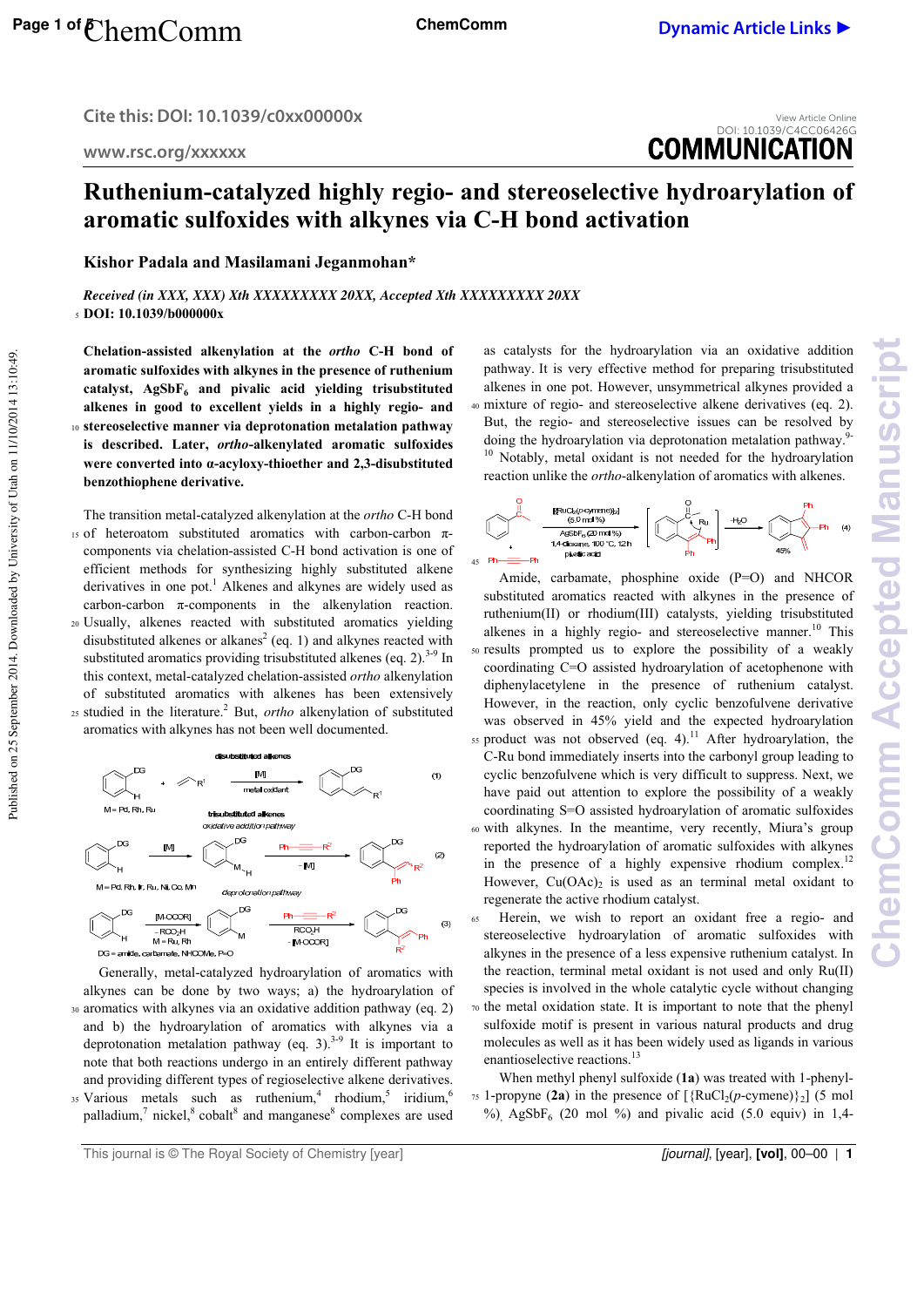# Ruthenium-catalyzed highly regio- and stereoselective hydroarylation of aromatic sulfoxides with alkynes via C-H bond activation

**Kishor Padala and Masilamani Jeganmohan***

*Received (in XXX, XXX) Xth XXXXXXXXX 20XX, Accepted Xth XXXXXXXXX 20XX*

**DOI: 10.1039/b000000x**

**Chelation-assisted alkenylation at the *ortho* C-H bond of aromatic sulfoxides with alkynes in the presence of ruthenium catalyst, $AgSbF_6$ and pivalic acid yielding trisubstituted alkenes in good to excellent yields in a highly regio- and stereoselective manner via deprotonation metalation pathway is described. Later, *ortho*-alkenylated aromatic sulfoxides were converted into α-acyloxy-thioether and 2,3-disubstituted benzothiophene derivative.**

The transition metal-catalyzed alkenylation at the *ortho* C-H bond of heteroatom substituted aromatics with carbon-carbon π-components via chelation-assisted C-H bond activation is one of efficient methods for synthesizing highly substituted alkene derivatives in one pot.[1] Alkenes and alkynes are widely used as carbon-carbon π-components in the alkenylation reaction. Usually, alkenes reacted with substituted aromatics yielding disubstituted alkenes or alkanes[2] (eq. 1) and alkynes reacted with substituted aromatics providing trisubstituted alkenes (eq. 2).[3-9] In this context, metal-catalyzed chelation-assisted *ortho* alkenylation of substituted aromatics with alkenes has been extensively studied in the literature.[2] But, *ortho* alkenylation of substituted aromatics with alkynes has not been well documented.

Generally, metal-catalyzed hydroarylation of aromatics with alkynes can be done by two ways; a) the hydroarylation of aromatics with alkynes via an oxidative addition pathway (eq. 2) and b) the hydroarylation of aromatics with alkynes via a deprotonation metalation pathway (eq. 3).[3-9] It is important to note that both reactions undergo in an entirely different pathway and providing different types of regioselective alkene derivatives. Various metals such as ruthenium,[4] rhodium,[5] iridium,[6] palladium,[7] nickel,[8] cobalt[8] and manganese[8] complexes are used as catalysts for the hydroarylation via an oxidative addition pathway. It is very effective method for preparing trisubstituted alkenes in one pot. However, unsymmetrical alkynes provided a mixture of regio- and stereoselective alkene derivatives (eq. 2). But, the regio- and stereoselective issues can be resolved by doing the hydroarylation via deprotonation metalation pathway.[9-10] Notably, metal oxidant is not needed for the hydroarylation reaction unlike the *ortho*-alkenylation of aromatics with alkenes.

Amide, carbamate, phosphine oxide (P=O) and NHCOR substituted aromatics reacted with alkynes in the presence of ruthenium(II) or rhodium(III) catalysts, yielding trisubstituted alkenes in a highly regio- and stereoselective manner.[10] This results prompted us to explore the possibility of a weakly coordinating C=O assisted hydroarylation of acetophenone with diphenylacetylene in the presence of ruthenium catalyst. However, in the reaction, only cyclic benzofulvene derivative was observed in 45% yield and the expected hydroarylation product was not observed (eq. 4).[11] After hydroarylation, the C-Ru bond immediately inserts into the carbonyl group leading to cyclic benzofulvene which is very difficult to suppress. Next, we have paid out attention to explore the possibility of a weakly coordinating S=O assisted hydroarylation of aromatic sulfoxides with alkynes. In the meantime, very recently, Miura's group reported the hydroarylation of aromatic sulfoxides with alkynes in the presence of a highly expensive rhodium complex.[12] However, $Cu(OAc)_2$ is used as an terminal metal oxidant to regenerate the active rhodium catalyst.

Herein, we wish to report an oxidant free a regio- and stereoselective hydroarylation of aromatic sulfoxides with alkynes in the presence of a less expensive ruthenium catalyst. In the reaction, terminal metal oxidant is not used and only Ru(II) species is involved in the whole catalytic cycle without changing the metal oxidation state. It is important to note that the phenyl sulfoxide motif is present in various natural products and drug molecules as well as it has been widely used as ligands in various enantioselective reactions.[13]

When methyl phenyl sulfoxide (**1a**) was treated with 1-phenyl-1-propyne (**2a**) in the presence of $[\{RuCl_2(p\text{-cymene})\}_2]$ (5 mol %), $AgSbF_6$ (20 mol %) and pivalic acid (5.0 equiv) in 1,4-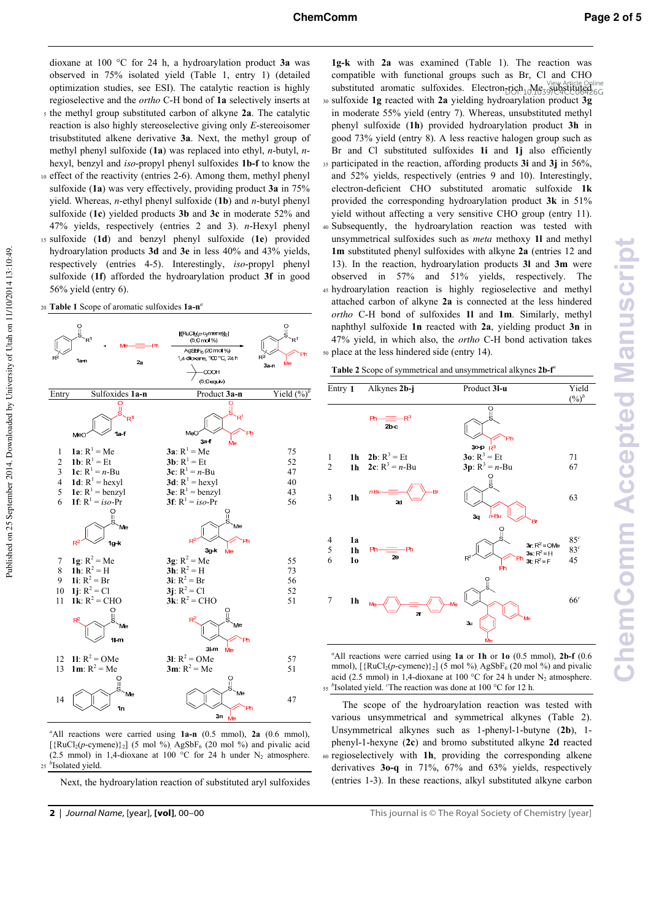dioxane at 100 °C for 24 h, a hydroarylation product **3a** was observed in 75% isolated yield (Table 1, entry 1) (detailed optimization studies, see ESI). The catalytic reaction is highly regioselective and the *ortho* C-H bond of **1a** selectively inserts at the methyl group substituted carbon of alkyne **2a**. The catalytic reaction is also highly stereoselective giving only *E*-stereoisomer trisubstituted alkene derivative **3a**. Next, the methyl group of methyl phenyl sulfoxide (**1a**) was replaced into ethyl, *n*-butyl, *n*-hexyl, benzyl and *iso*-propyl phenyl sulfoxides **1b-f** to know the effect of the reactivity (entries 2-6). Among them, methyl phenyl sulfoxide (**1a**) was very effectively, providing product **3a** in 75% yield. Whereas, *n*-ethyl phenyl sulfoxide (**1b**) and *n*-butyl phenyl sulfoxide (**1c**) yielded products **3b** and **3c** in moderate 52% and 47% yields, respectively (entries 2 and 3). *n*-Hexyl phenyl sulfoxide (**1d**) and benzyl phenyl sulfoxide (**1e**) provided hydroarylation products **3d** and **3e** in less 40% and 43% yields, respectively (entries 4-5). Interestingly, *iso*-propyl phenyl sulfoxide (**1f**) afforded the hydroarylation product **3f** in good 56% yield (entry 6).

**Table 1** Scope of aromatic sulfoxides **1a-n**[a]

Reaction conditions: **1a-n** + **2a** (Me—≡—Ph), [{RuCl₂(*p*-cymene)}₂] (5.0 mol %), $AgSbF_6$ (20 mol %), 1,4-dioxane, 100 °C, 24 h, pivalic acid (5.0 equiv) → **3a-n**

| Entry | Sulfoxides 1a-n | Product 3a-n | Yield (%)[b] |
|---|---|---|---|
| 1 | **1a**: $R^1$ = Me | **3a**: $R^1$ = Me | 75 |
| 2 | **1b**: $R^1$ = Et | **3b**: $R^1$ = Et | 52 |
| 3 | **1c**: $R^1$ = *n*-Bu | **3c**: $R^1$ = *n*-Bu | 47 |
| 4 | **1d**: $R^1$ = hexyl | **3d**: $R^1$ = hexyl | 40 |
| 5 | **1e**: $R^1$ = benzyl | **3e**: $R^1$ = benzyl | 43 |
| 6 | **1f**: $R^1$ = *iso*-Pr | **3f**: $R^1$ = *iso*-Pr | 56 |
| 7 | **1g**: $R^2$ = Me | **3g**: $R^2$ = Me | 55 |
| 8 | **1h**: $R^2$ = H | **3h**: $R^2$ = H | 73 |
| 9 | **1i**: $R^2$ = Br | **3i**: $R^2$ = Br | 56 |
| 10 | **1j**: $R^2$ = Cl | **3j**: $R^2$ = Cl | 52 |
| 11 | **1k**: $R^2$ = CHO | **3k**: $R^2$ = CHO | 51 |
| 12 | **1l**: $R^2$ = OMe | **3l**: $R^2$ = OMe | 57 |
| 13 | **1m**: $R^2$ = Me | **3m**: $R^2$ = Me | 51 |
| 14 | **1n** | **3n** | 47 |

[a]All reactions were carried using **1a-n** (0.5 mmol), **2a** (0.6 mmol), [{RuCl₂(*p*-cymene)}₂] (5 mol %), $AgSbF_6$ (20 mol %) and pivalic acid (2.5 mmol) in 1,4-dioxane at 100 °C for 24 h under $N_2$ atmosphere. [b]Isolated yield.

Next, the hydroarylation reaction of substituted aryl sulfoxides **1g-k** with **2a** was examined (Table 1). The reaction was compatible with functional groups such as Br, Cl and CHO substituted aromatic sulfoxides. Electron-rich Me substituted sulfoxide **1g** reacted with **2a** yielding hydroarylation product **3g** in moderate 55% yield (entry 7). Whereas, unsubstituted methyl phenyl sulfoxide (**1h**) provided hydroarylation product **3h** in good 73% yield (entry 8). A less reactive halogen group such as Br and Cl substituted sulfoxides **1i** and **1j** also efficiently participated in the reaction, affording products **3i** and **3j** in 56%, and 52% yields, respectively (entries 9 and 10). Interestingly, electron-deficient CHO substituted aromatic sulfoxide **1k** provided the corresponding hydroarylation product **3k** in 51% yield without affecting a very sensitive CHO group (entry 11). Subsequently, the hydroarylation reaction was tested with unsymmetrical sulfoxides such as *meta* methoxy **1l** and methyl **1m** substituted phenyl sulfoxides with alkyne **2a** (entries 12 and 13). In the reaction, hydroarylation products **3l** and **3m** were observed in 57% and 51% yields, respectively. The hydroarylation reaction is highly regioselective and methyl attached carbon of alkyne **2a** is connected at the less hindered *ortho* C-H bond of sulfoxides **1l** and **1m**. Similarly, methyl naphthyl sulfoxide **1n** reacted with **2a**, yielding product **3n** in 47% yield, in which also, the *ortho* C-H bond activation takes place at the less hindered side (entry 14).

**Table 2** Scope of symmetrical and unsymmetrical alkynes **2b-f**[a]

| Entry | 1 | Alkynes 2b-j | Product 3l-u | Yield (%)[b] |
|---|---|---|---|---|
| 1 | **1h** | **2b**: $R^3$ = Et | **3o**: $R^3$ = Et | 71 |
| 2 | **1h** | **2c**: $R^3$ = *n*-Bu | **3p**: $R^3$ = *n*-Bu | 67 |
| 3 | **1h** | **2d** | **3q** | 63 |
| 4 | **1a** | **2e** | **3r**: $R^2$ = OMe | 85[c] |
| 5 | **1h** | **2e** | **3s**: $R^2$ = H | 83[c] |
| 6 | **1o** | **2e** | **3t**: $R^2$ = F | 45 |
| 7 | **1h** | **2f** | **3u** | 66[c] |

[a]All reactions were carried using **1a** or **1h** or **1o** (0.5 mmol), **2b-f** (0.6 mmol), [{RuCl₂(*p*-cymene)}₂] (5 mol %), $AgSbF_6$ (20 mol %) and pivalic acid (2.5 mmol) in 1,4-dioxane at 100 °C for 24 h under $N_2$ atmosphere. [b]Isolated yield. [c]The reaction was done at 100 °C for 12 h.

The scope of the hydroarylation reaction was tested with various unsymmetrical and symmetrical alkynes (Table 2). Unsymmetrical alkynes such as 1-phenyl-1-butyne (**2b**), 1-phenyl-1-hexyne (**2c**) and bromo substituted alkyne **2d** reacted regioselectively with **1h**, providing the corresponding alkene derivatives **3o-q** in 71%, 67% and 63% yields, respectively (entries 1-3). In these reactions, alkyl substituted alkyne carbon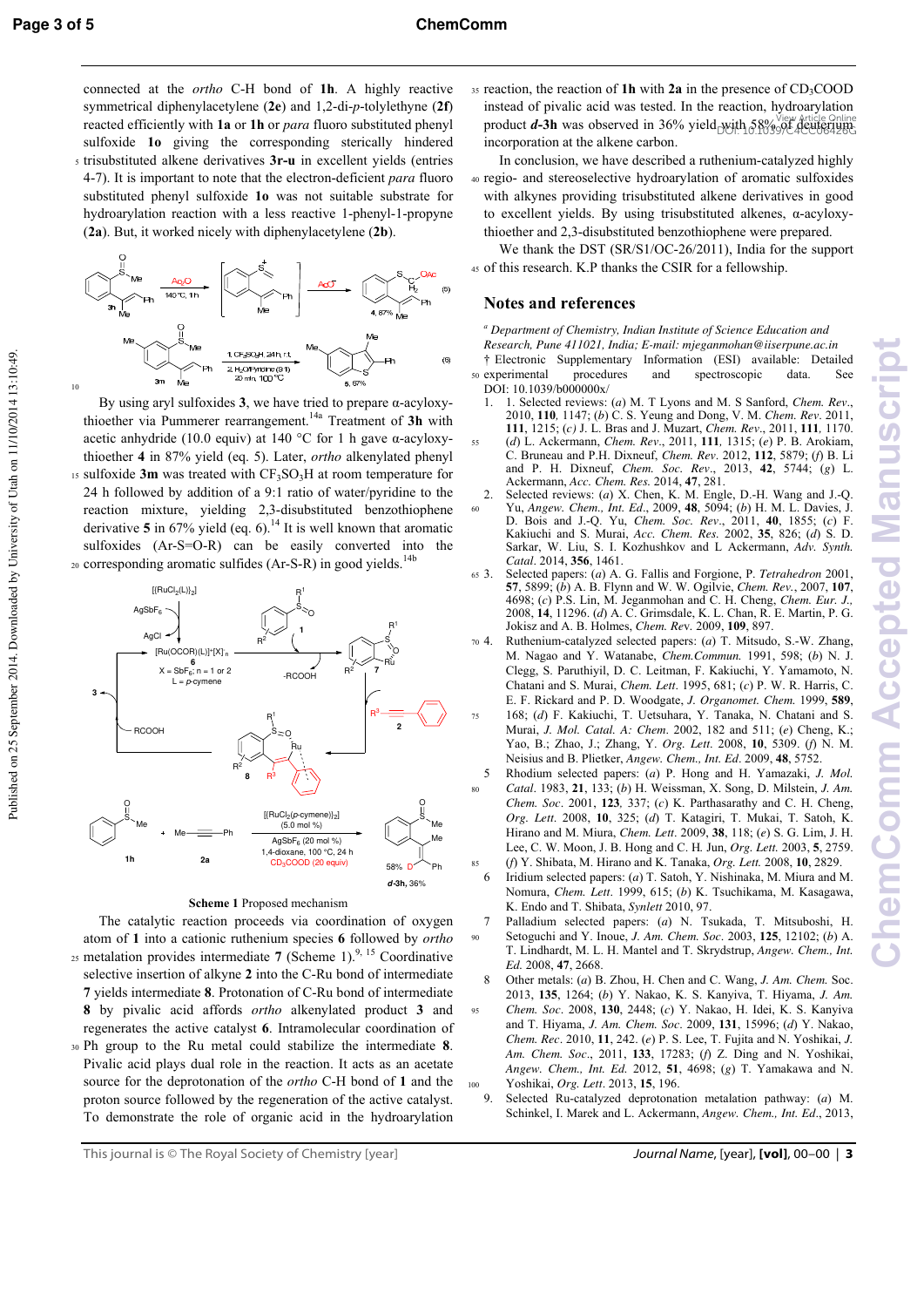connected at the *ortho* C-H bond of **1h**. A highly reactive symmetrical diphenylacetylene (**2e**) and 1,2-di-*p*-tolylethyne (**2f**) reacted efficiently with **1a** or **1h** or *para* fluoro substituted phenyl sulfoxide **1o** giving the corresponding sterically hindered trisubstituted alkene derivatives **3r-u** in excellent yields (entries 4-7). It is important to note that the electron-deficient *para* fluoro substituted phenyl sulfoxide **1o** was not suitable substrate for hydroarylation reaction with a less reactive 1-phenyl-1-propyne (**2a**). But, it worked nicely with diphenylacetylene (**2b**).

By using aryl sulfoxides **3**, we have tried to prepare α-acyloxythioether via Pummerer rearrangement.[14a] Treatment of **3h** with acetic anhydride (10.0 equiv) at 140 °C for 1 h gave α-acyloxythioether **4** in 87% yield (eq. 5). Later, *ortho* alkenylated phenyl sulfoxide **3m** was treated with $CF_3SO_3H$ at room temperature for 24 h followed by addition of a 9:1 ratio of water/pyridine to the reaction mixture, yielding 2,3-disubstituted benzothiophene derivative **5** in 67% yield (eq. 6).[14] It is well known that aromatic sulfoxides (Ar-S=O-R) can be easily converted into the corresponding aromatic sulfides (Ar-S-R) in good yields.[14b]

**Scheme 1** Proposed mechanism

The catalytic reaction proceeds via coordination of oxygen atom of **1** into a cationic ruthenium species **6** followed by *ortho* metalation provides intermediate **7** (Scheme 1).[9, 15] Coordinative selective insertion of alkyne **2** into the C-Ru bond of intermediate **7** yields intermediate **8**. Protonation of C-Ru bond of intermediate **8** by pivalic acid affords *ortho* alkenylated product **3** and regenerates the active catalyst **6**. Intramolecular coordination of Ph group to the Ru metal could stabilize the intermediate **8**. Pivalic acid plays dual role in the reaction. It acts as an acetate source for the deprotonation of the *ortho* C-H bond of **1** and the proton source followed by the regeneration of the active catalyst. To demonstrate the role of organic acid in the hydroarylation reaction, the reaction of **1h** with **2a** in the presence of $CD_3COOD$ instead of pivalic acid was tested. In the reaction, hydroarylation product ***d*-3h** was observed in 36% yield with 58% of deuterium incorporation at the alkene carbon.

In conclusion, we have described a ruthenium-catalyzed highly regio- and stereoselective hydroarylation of aromatic sulfoxides with alkynes providing trisubstituted alkene derivatives in good to excellent yields. By using trisubstituted alkenes, α-acyloxythioether and 2,3-disubstituted benzothiophene were prepared.

We thank the DST (SR/S1/OC-26/2011), India for the support of this research. K.P thanks the CSIR for a fellowship.

## Notes and references

[a] *Department of Chemistry, Indian Institute of Science Education and Research, Pune 411021, India; E-mail: mjeganmohan@iiserpune.ac.in*

† Electronic Supplementary Information (ESI) available: Detailed experimental procedures and spectroscopic data. See DOI: 10.1039/b000000x/

1. 1. Selected reviews: (*a*) M. T Lyons and M. S Sanford, *Chem. Rev*., 2010, **110**, 1147; (*b*) C. S. Yeung and Dong, V. M. *Chem. Rev*. 2011, **111**, 1215; (*c*) J. L. Bras and J. Muzart, *Chem. Rev*., 2011, **111**, 1170. (*d*) L. Ackermann, *Chem. Rev*., 2011, **111**, 1315; (*e*) P. B. Arokiam, C. Bruneau and P.H. Dixneuf, *Chem. Rev*. 2012, **112**, 5879; (*f*) B. Li and P. H. Dixneuf, *Chem. Soc. Rev*., 2013, **42**, 5744; (*g*) L. Ackermann, *Acc. Chem. Res.* 2014, **47**, 281.
2. Selected reviews: (*a*) X. Chen, K. M. Engle, D.-H. Wang and J.-Q. Yu, *Angew. Chem., Int. Ed*., 2009, **48**, 5094; (*b*) H. M. L. Davies, J. D. Bois and J.-Q. Yu, *Chem. Soc. Rev*., 2011, **40**, 1855; (*c*) F. Kakiuchi and S. Murai, *Acc. Chem. Res.* 2002, **35**, 826; (*d*) S. D. Sarkar, W. Liu, S. I. Kozhushkov and L Ackermann, *Adv. Synth. Catal*. 2014, **356**, 1461.
3. Selected papers: (*a*) A. G. Fallis and Forgione, P. *Tetrahedron* 2001, **57**, 5899; (*b*) A. B. Flynn and W. W. Ogilvie, *Chem. Rev.*, 2007, **107**, 4698; (*c*) P.S. Lin, M. Jeganmohan and C. H. Cheng, *Chem. Eur. J.,* 2008, **14**, 11296. (*d*) A. C. Grimsdale, K. L. Chan, R. E. Martin, P. G. Jokisz and A. B. Holmes, *Chem. Rev*. 2009, **109**, 897.
4. Ruthenium-catalyzed selected papers: (*a*) T. Mitsudo, S.-W. Zhang, M. Nagao and Y. Watanabe, *Chem.Commun.* 1991, 598; (*b*) N. J. Clegg, S. Paruthiyil, D. C. Leitman, F. Kakiuchi, Y. Yamamoto, N. Chatani and S. Murai, *Chem. Lett*. 1995, 681; (*c*) P. W. R. Harris, C. E. F. Rickard and P. D. Woodgate, *J. Organomet. Chem.* 1999, **589**, 168; (*d*) F. Kakiuchi, T. Uetsuhara, Y. Tanaka, N. Chatani and S. Murai, *J. Mol. Catal. A: Chem.* 2002, 182 and 511; (*e*) Cheng, K.; Yao, B.; Zhao, J.; Zhang, Y. *Org. Lett*. 2008, **10**, 5309. (*f*) N. M. Neisius and B. Plietker, *Angew. Chem., Int. Ed*. 2009, **48**, 5752.
5. Rhodium selected papers: (*a*) P. Hong and H. Yamazaki, *J. Mol. Catal*. 1983, **21**, 133; (*b*) H. Weissman, X. Song, D. Milstein, *J. Am. Chem. Soc*. 2001, **123**, 337; (*c*) K. Parthasarathy and C. H. Cheng, *Org. Lett*. 2008, **10**, 325; (*d*) T. Katagiri, T. Mukai, T. Satoh, K. Hirano and M. Miura, *Chem. Lett*. 2009, **38**, 118; (*e*) S. G. Lim, J. H. Lee, C. W. Moon, J. B. Hong and C. H. Jun, *Org. Lett.* 2003, **5**, 2759. (*f*) Y. Shibata, M. Hirano and K. Tanaka, *Org. Lett.* 2008, **10**, 2829.
6. Iridium selected papers: (*a*) T. Satoh, Y. Nishinaka, M. Miura and M. Nomura, *Chem. Lett*. 1999, 615; (*b*) K. Tsuchikama, M. Kasagawa, K. Endo and T. Shibata, *Synlett* 2010, 97.
7. Palladium selected papers: (*a*) N. Tsukada, T. Mitsuboshi, H. Setoguchi and Y. Inoue, *J. Am. Chem. Soc*. 2003, **125**, 12102; (*b*) A. T. Lindhardt, M. L. H. Mantel and T. Skrydstrup, *Angew. Chem., Int. Ed*. 2008, **47**, 2668.
8. Other metals: (*a*) B. Zhou, H. Chen and C. Wang, *J. Am. Chem.* Soc. 2013, **135**, 1264; (*b*) Y. Nakao, K. S. Kanyiva, T. Hiyama, *J. Am. Chem. Soc*. 2008, **130**, 2448; (*c*) Y. Nakao, H. Idei, K. S. Kanyiva and T. Hiyama, *J. Am. Chem. Soc*. 2009, **131**, 15996; (*d*) Y. Nakao, *Chem. Rec*. 2010, **11**, 242. (*e*) P. S. Lee, T. Fujita and N. Yoshikai, *J. Am. Chem. Soc*., 2011, **133**, 17283; (*f*) Z. Ding and N. Yoshikai, *Angew. Chem., Int. Ed*. 2012, **51**, 4698; (*g*) T. Yamakawa and N. Yoshikai, *Org. Lett*. 2013, **15**, 196.
9. Selected Ru-catalyzed deprotonation metalation pathway: (*a*) M. Schinkel, I. Marek and L. Ackermann, *Angew. Chem., Int. Ed*., 2013,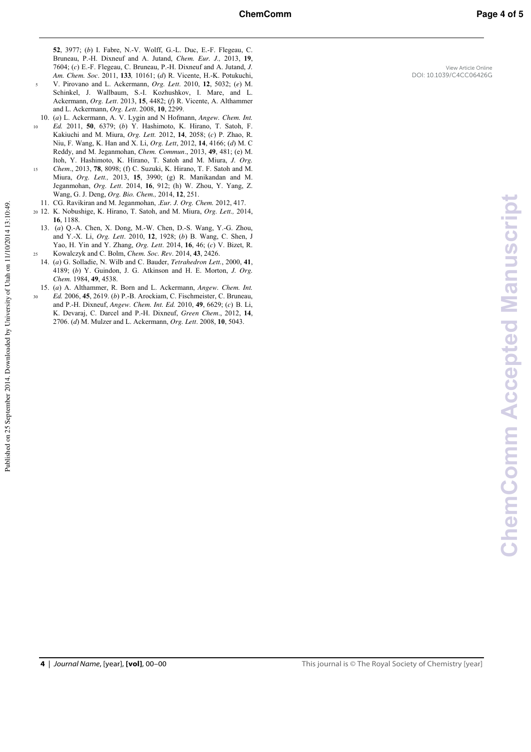52, 3977; (*b*) I. Fabre, N.-V. Wolff, G.-L. Duc, E.-F. Flegeau, C. Bruneau, P.-H. Dixneuf and A. Jutand, *Chem. Eur. J.,* 2013, **19**, 7604; (*c*) E.-F. Flegeau, C. Bruneau, P.-H. Dixneuf and A. Jutand, *J. Am. Chem. Soc*. 2011, **133**, 10161; (*d*) R. Vicente, H.-K. Potukuchi, V. Pirovano and L. Ackermann, *Org. Lett*. 2010, **12**, 5032; (*e*) M. Schinkel, J. Wallbaum, S.-I. Kozhushkov, I. Mare, and L. Ackermann, *Org. Lett*. 2013, **15**, 4482; (*f*) R. Vicente, A. Althammer and L. Ackermann, *Org. Lett*. 2008, **10**, 2299.

10. (*a*) L. Ackermann, A. V. Lygin and N Hofmann, *Angew. Chem. Int. Ed.* 2011, **50**, 6379; (*b*) Y. Hashimoto, K. Hirano, T. Satoh, F. Kakiuchi and M. Miura, *Org. Lett.* 2012, **14**, 2058; (*c*) P. Zhao, R. Niu, F. Wang, K. Han and X. Li, *Org. Lett*, 2012, **14**, 4166; (*d*) M. C Reddy, and M. Jeganmohan, *Chem. Commun*., 2013, **49**, 481; (e) M. Itoh, Y. Hashimoto, K. Hirano, T. Satoh and M. Miura, *J. Org. Chem*., 2013, **78**, 8098; (f) C. Suzuki, K. Hirano, T. F. Satoh and M. Miura, *Org. Lett.,* 2013, **15**, 3990; (g) R. Manikandan and M. Jeganmohan, *Org. Lett*. 2014, **16**, 912; (h) W. Zhou, Y. Yang, Z. Wang, G. J. Deng, *Org. Bio. Chem.,* 2014, **12**, 251.

11. CG. Ravikiran and M. Jeganmohan, *.Eur. J. Org. Chem.* 2012, 417.

12. K. Nobushige, K. Hirano, T. Satoh, and M. Miura, *Org. Lett.,* 2014, **16**, 1188.

13. (*a*) Q.-A. Chen, X. Dong, M.-W. Chen, D.-S. Wang, Y.-G. Zhou, and Y.-X. Li, *Org. Lett*. 2010, **12**, 1928; (*b*) B. Wang, C. Shen, J Yao, H. Yin and Y. Zhang, *Org. Lett*. 2014, **16**, 46; (*c*) V. Bizet, R. Kowalczyk and C. Bolm, *Chem. Soc. Rev*. 2014, **43**, 2426.

14. (*a*) G. Solladie, N. Wilb and C. Bauder, *Tetrahedron Lett.*, 2000, **41**, 4189; (*b*) Y. Guindon, J. G. Atkinson and H. E. Morton, *J. Org. Chem.* 1984, **49**, 4538.

15. (*a*) A. Althammer, R. Born and L. Ackermann, *Angew. Chem. Int. Ed.* 2006, **45**, 2619. (*b*) P.-B. Arockiam, C. Fischmeister, C. Bruneau, and P.-H. Dixneuf, *Angew. Chem. Int. Ed.* 2010, **49**, 6629; (*c*) B. Li, K. Devaraj, C. Darcel and P.-H. Dixneuf, *Green Chem*., 2012, **14**, 2706. (*d*) M. Mulzer and L. Ackermann, *Org. Lett*. 2008, **10**, 5043.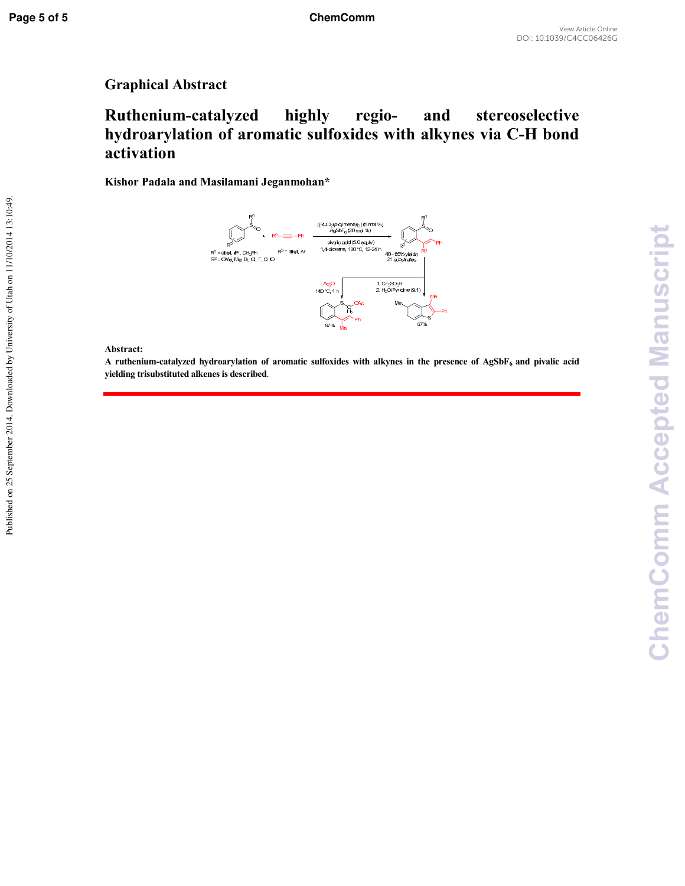# Graphical Abstract

## Ruthenium-catalyzed highly regio- and stereoselective hydroarylation of aromatic sulfoxides with alkynes via C-H bond activation

**Kishor Padala and Masilamani Jeganmohan***

[{RuCl$_2$(p-cymene)}$_2$] (5 mol %)
AgSbF$_6$ (20 mol %)
pivalic acid (5.0 equiv)
1,4-dioxane, 100 °C, 12-24 h

R$^1$ = alkyl, iPr, CH$_2$Ph
R$^2$ = OMe, Me, Br, Cl, F, CHO
R$^3$ = alkyl, Ar

40 - 85% yields
21 substrates

Ac$_2$O
140 °C, 1 h
87%

1. CF$_3$SO$_3$H
2. H$_2$O/Pyridine (9:1)
67%

**Abstract:**

**A ruthenium-catalyzed hydroarylation of aromatic sulfoxides with alkynes in the presence of AgSbF$_6$ and pivalic acid yielding trisubstituted alkenes is described**.